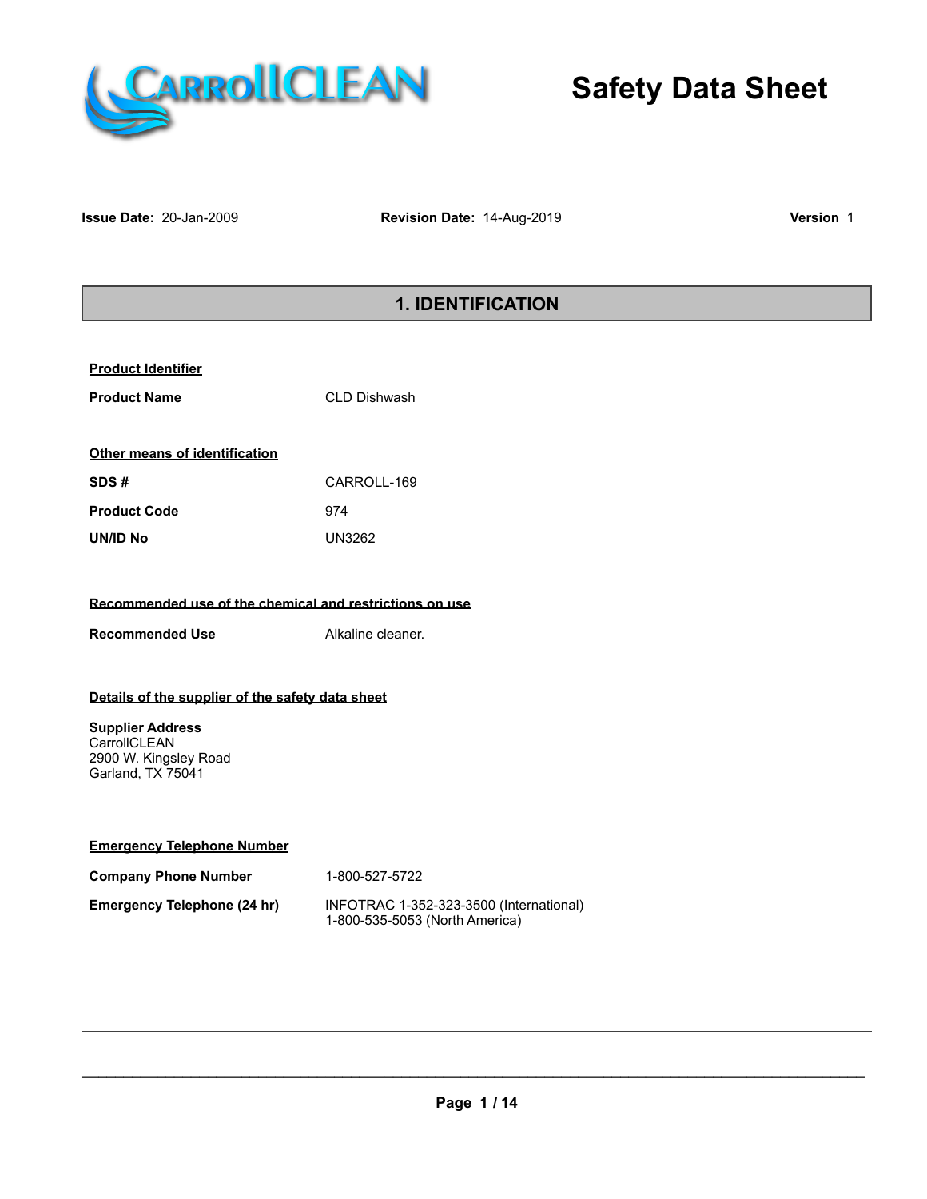# Safety Data Sheet

**Issue Date:** 20-Jan-2009 **Revision Date:** 14-Aug-2019 **Version** 1

## 1. IDENTIFICATION

**Product Identifier**

**Product Name** CLD Dishwash

**Other means of identification**

**SDS #** CARROLL-169

**Product Code** 974

**UN/ID No** UN3262

**Recommended use of the chemical and restrictions on use**

**Recommended Use** Alkaline cleaner.

**Details of the supplier of the safety data sheet**

**Supplier Address**
CarrollCLEAN
2900 W. Kingsley Road
Garland, TX 75041

**Emergency Telephone Number**

**Company Phone Number** 1-800-527-5722

**Emergency Telephone (24 hr)** INFOTRAC 1-352-323-3500 (International)
1-800-535-5053 (North America)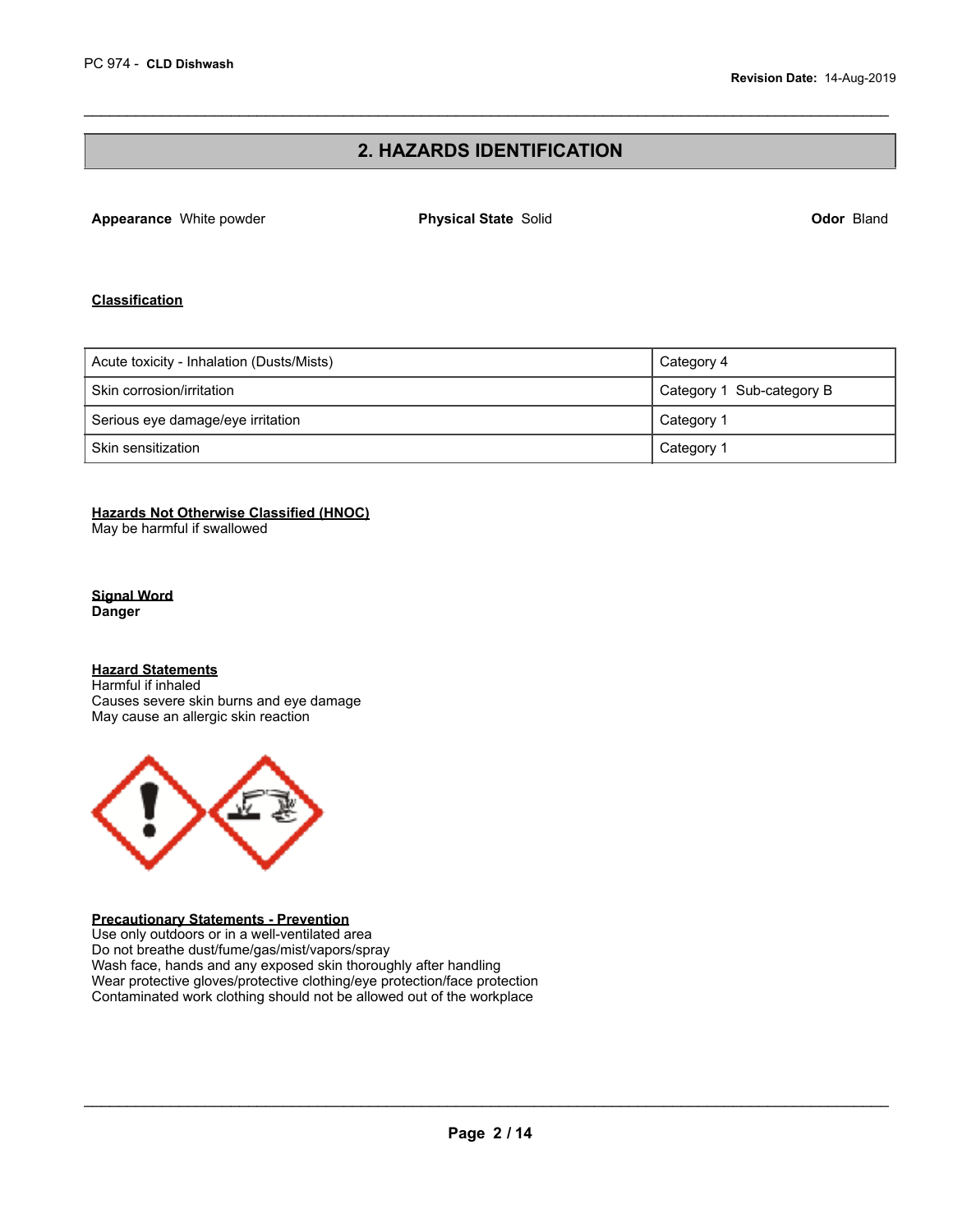## 2. HAZARDS IDENTIFICATION

**Appearance** White powder **Physical State** Solid **Odor** Bland

**Classification**

| | |
|---|---|
| Acute toxicity - Inhalation (Dusts/Mists) | Category 4 |
| Skin corrosion/irritation | Category 1 Sub-category B |
| Serious eye damage/eye irritation | Category 1 |
| Skin sensitization | Category 1 |

**Hazards Not Otherwise Classified (HNOC)**
May be harmful if swallowed

**Signal Word**
**Danger**

**Hazard Statements**
Harmful if inhaled
Causes severe skin burns and eye damage
May cause an allergic skin reaction

**Precautionary Statements - Prevention**
Use only outdoors or in a well-ventilated area
Do not breathe dust/fume/gas/mist/vapors/spray
Wash face, hands and any exposed skin thoroughly after handling
Wear protective gloves/protective clothing/eye protection/face protection
Contaminated work clothing should not be allowed out of the workplace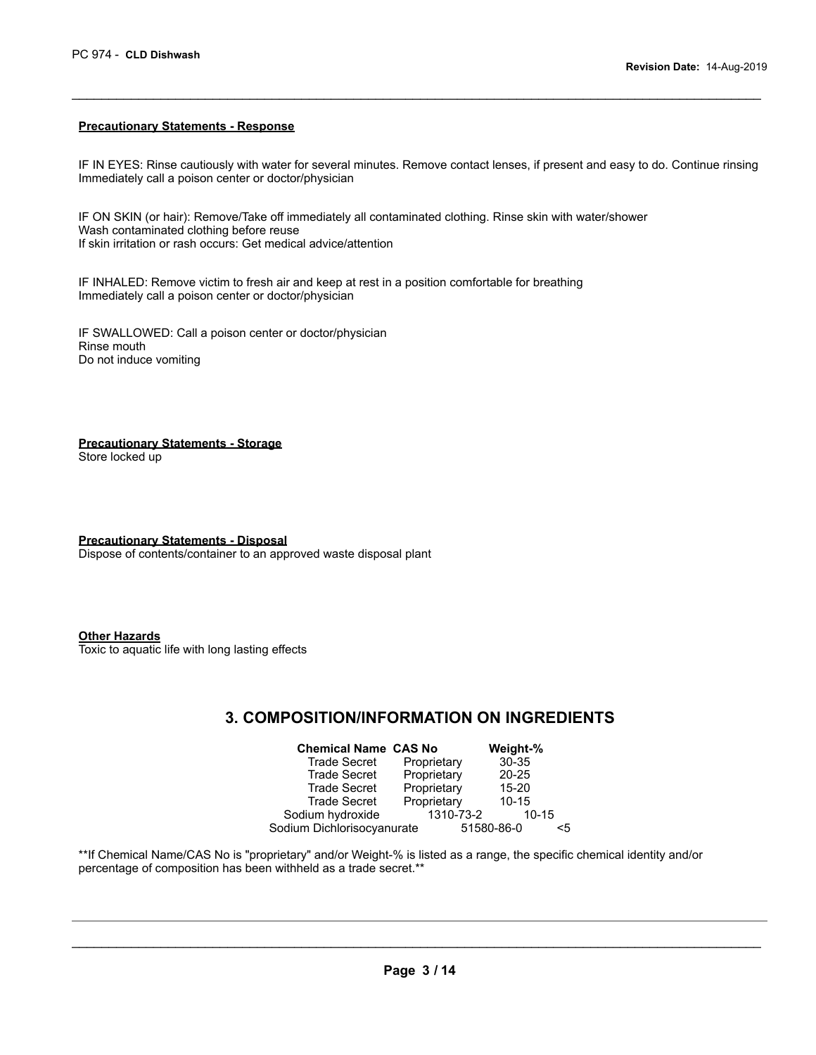**Precautionary Statements - Response**

IF IN EYES: Rinse cautiously with water for several minutes. Remove contact lenses, if present and easy to do. Continue rinsing
Immediately call a poison center or doctor/physician

IF ON SKIN (or hair): Remove/Take off immediately all contaminated clothing. Rinse skin with water/shower
Wash contaminated clothing before reuse
If skin irritation or rash occurs: Get medical advice/attention

IF INHALED: Remove victim to fresh air and keep at rest in a position comfortable for breathing
Immediately call a poison center or doctor/physician

IF SWALLOWED: Call a poison center or doctor/physician
Rinse mouth
Do not induce vomiting

**Precautionary Statements - Storage**
Store locked up

**Precautionary Statements - Disposal**
Dispose of contents/container to an approved waste disposal plant

**Other Hazards**
Toxic to aquatic life with long lasting effects

## 3. COMPOSITION/INFORMATION ON INGREDIENTS

| Chemical Name | CAS No | Weight-% |
|---|---|---|
| Trade Secret | Proprietary | 30-35 |
| Trade Secret | Proprietary | 20-25 |
| Trade Secret | Proprietary | 15-20 |
| Trade Secret | Proprietary | 10-15 |
| Sodium hydroxide | 1310-73-2 | 10-15 |
| Sodium Dichlorisocyanurate | 51580-86-0 | <5 |

**If Chemical Name/CAS No is "proprietary" and/or Weight-% is listed as a range, the specific chemical identity and/or percentage of composition has been withheld as a trade secret.**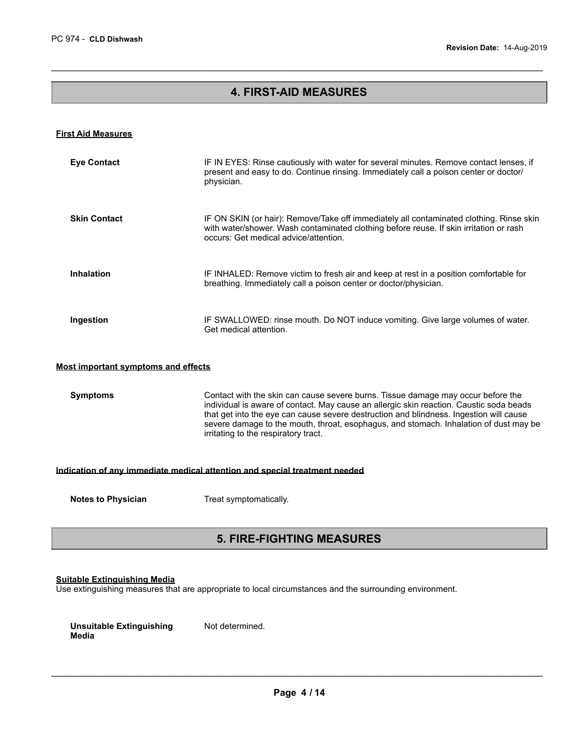## 4. FIRST-AID MEASURES

### First Aid Measures

**Eye Contact**

IF IN EYES: Rinse cautiously with water for several minutes. Remove contact lenses, if present and easy to do. Continue rinsing. Immediately call a poison center or doctor/ physician.

**Skin Contact**

IF ON SKIN (or hair): Remove/Take off immediately all contaminated clothing. Rinse skin with water/shower. Wash contaminated clothing before reuse. If skin irritation or rash occurs: Get medical advice/attention.

**Inhalation**

IF INHALED: Remove victim to fresh air and keep at rest in a position comfortable for breathing. Immediately call a poison center or doctor/physician.

**Ingestion**

IF SWALLOWED: rinse mouth. Do NOT induce vomiting. Give large volumes of water. Get medical attention.

### Most important symptoms and effects

**Symptoms**

Contact with the skin can cause severe burns. Tissue damage may occur before the individual is aware of contact. May cause an allergic skin reaction. Caustic soda beads that get into the eye can cause severe destruction and blindness. Ingestion will cause severe damage to the mouth, throat, esophagus, and stomach. Inhalation of dust may be irritating to the respiratory tract.

### Indication of any immediate medical attention and special treatment needed

**Notes to Physician**

Treat symptomatically.

## 5. FIRE-FIGHTING MEASURES

### Suitable Extinguishing Media

Use extinguishing measures that are appropriate to local circumstances and the surrounding environment.

**Unsuitable Extinguishing Media**

Not determined.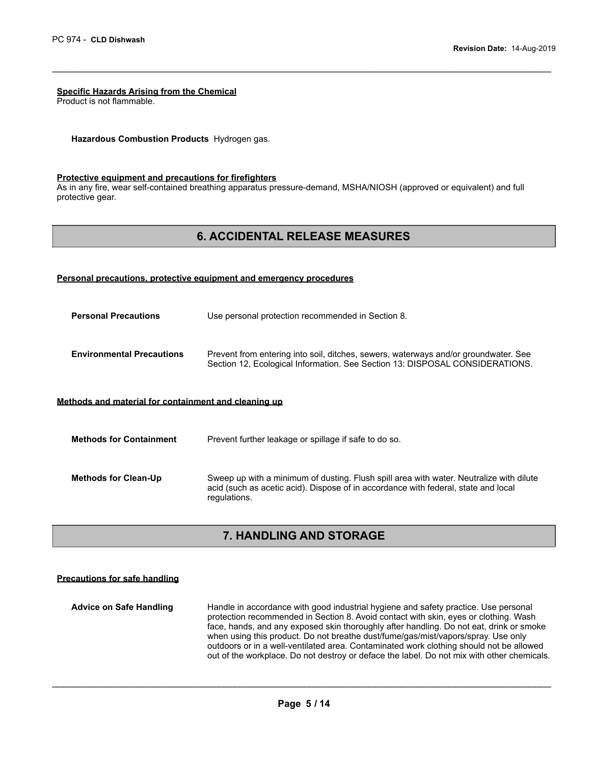**Specific Hazards Arising from the Chemical**

Product is not flammable.

**Hazardous Combustion Products** Hydrogen gas.

**Protective equipment and precautions for firefighters**

As in any fire, wear self-contained breathing apparatus pressure-demand, MSHA/NIOSH (approved or equivalent) and full protective gear.

## 6. ACCIDENTAL RELEASE MEASURES

**Personal precautions, protective equipment and emergency procedures**

**Personal Precautions** Use personal protection recommended in Section 8.

**Environmental Precautions** Prevent from entering into soil, ditches, sewers, waterways and/or groundwater. See Section 12, Ecological Information. See Section 13: DISPOSAL CONSIDERATIONS.

**Methods and material for containment and cleaning up**

**Methods for Containment** Prevent further leakage or spillage if safe to do so.

**Methods for Clean-Up** Sweep up with a minimum of dusting. Flush spill area with water. Neutralize with dilute acid (such as acetic acid). Dispose of in accordance with federal, state and local regulations.

## 7. HANDLING AND STORAGE

**Precautions for safe handling**

**Advice on Safe Handling** Handle in accordance with good industrial hygiene and safety practice. Use personal protection recommended in Section 8. Avoid contact with skin, eyes or clothing. Wash face, hands, and any exposed skin thoroughly after handling. Do not eat, drink or smoke when using this product. Do not breathe dust/fume/gas/mist/vapors/spray. Use only outdoors or in a well-ventilated area. Contaminated work clothing should not be allowed out of the workplace. Do not destroy or deface the label. Do not mix with other chemicals.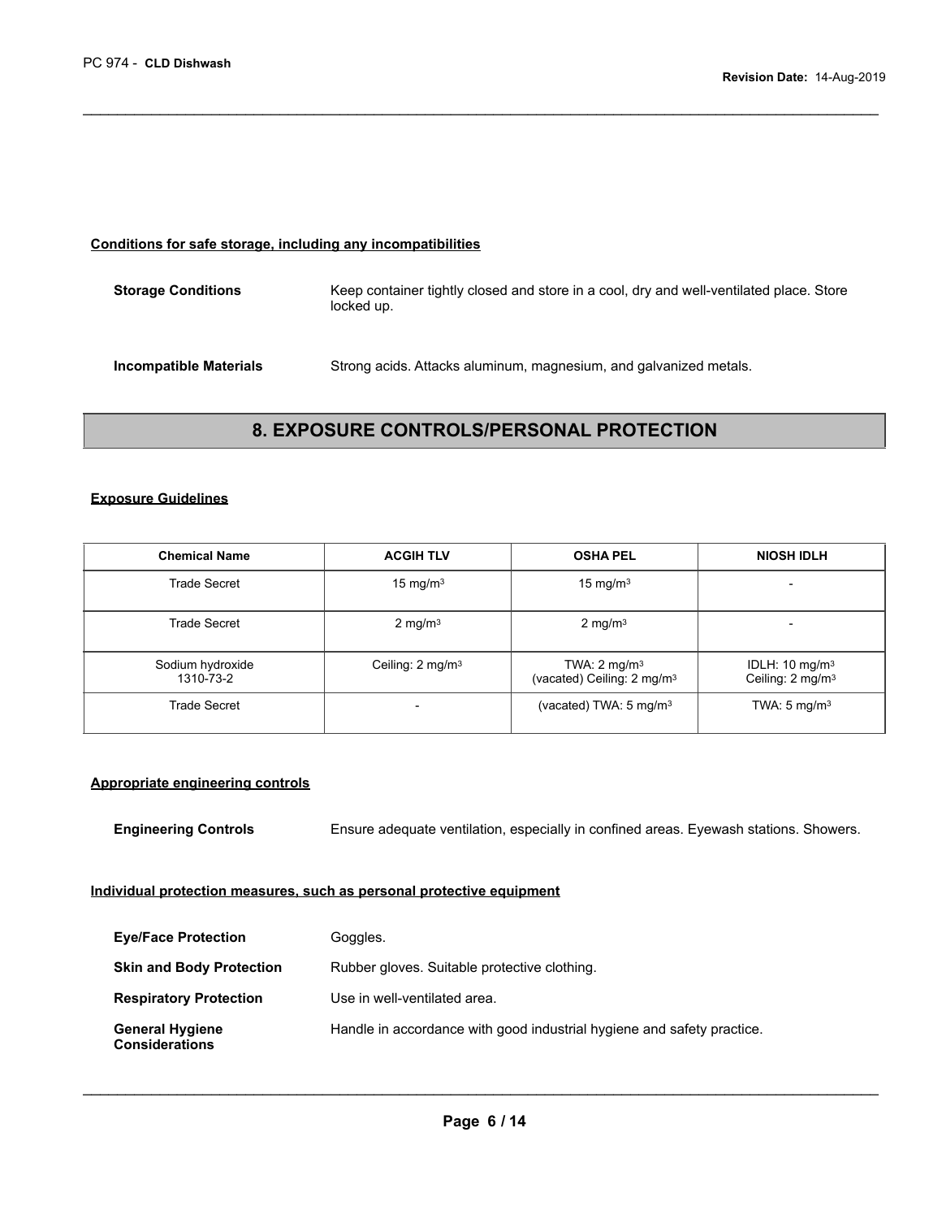**Conditions for safe storage, including any incompatibilities**

**Storage Conditions** Keep container tightly closed and store in a cool, dry and well-ventilated place. Store locked up.

**Incompatible Materials** Strong acids. Attacks aluminum, magnesium, and galvanized metals.

## 8. EXPOSURE CONTROLS/PERSONAL PROTECTION

**Exposure Guidelines**

| Chemical Name | ACGIH TLV | OSHA PEL | NIOSH IDLH |
|---|---|---|---|
| Trade Secret | 15 mg/m$^3$ | 15 mg/m$^3$ | - |
| Trade Secret | 2 mg/m$^3$ | 2 mg/m$^3$ | - |
| Sodium hydroxide 1310-73-2 | Ceiling: 2 mg/m$^3$ | TWA: 2 mg/m$^3$ (vacated) Ceiling: 2 mg/m$^3$ | IDLH: 10 mg/m$^3$ Ceiling: 2 mg/m$^3$ |
| Trade Secret | - | (vacated) TWA: 5 mg/m$^3$ | TWA: 5 mg/m$^3$ |

**Appropriate engineering controls**

**Engineering Controls** Ensure adequate ventilation, especially in confined areas. Eyewash stations. Showers.

**Individual protection measures, such as personal protective equipment**

**Eye/Face Protection** Goggles.

**Skin and Body Protection** Rubber gloves. Suitable protective clothing.

**Respiratory Protection** Use in well-ventilated area.

**General Hygiene Considerations** Handle in accordance with good industrial hygiene and safety practice.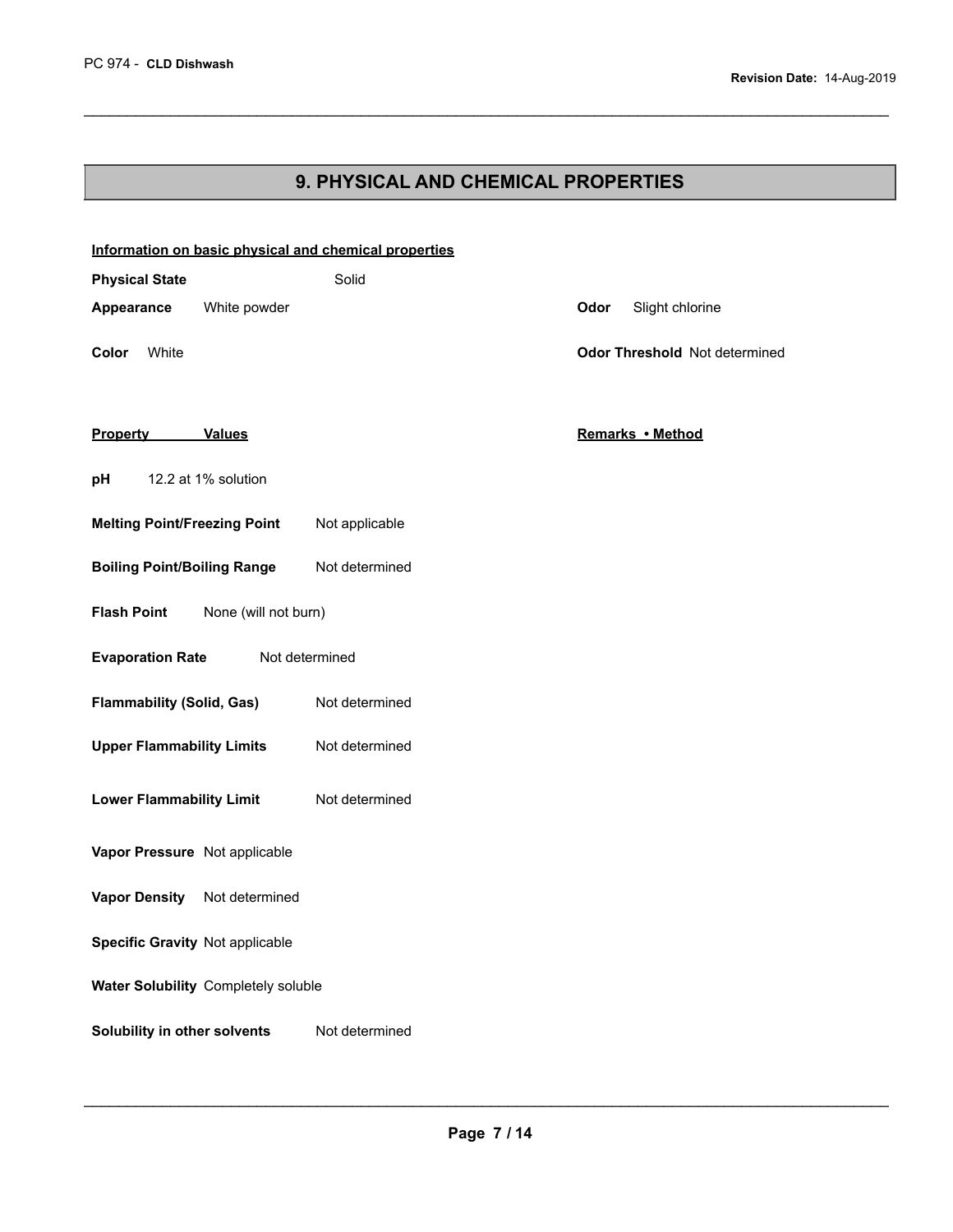## 9. PHYSICAL AND CHEMICAL PROPERTIES

**Information on basic physical and chemical properties**

**Physical State** Solid

**Appearance** White powder

**Odor** Slight chlorine

**Color** White

**Odor Threshold** Not determined

| Property | Values | Remarks • Method |
|---|---|---|
| **pH** | 12.2 at 1% solution | |
| **Melting Point/Freezing Point** | Not applicable | |
| **Boiling Point/Boiling Range** | Not determined | |
| **Flash Point** | None (will not burn) | |
| **Evaporation Rate** | Not determined | |
| **Flammability (Solid, Gas)** | Not determined | |
| **Upper Flammability Limits** | Not determined | |
| **Lower Flammability Limit** | Not determined | |
| **Vapor Pressure** | Not applicable | |
| **Vapor Density** | Not determined | |
| **Specific Gravity** | Not applicable | |
| **Water Solubility** | Completely soluble | |
| **Solubility in other solvents** | Not determined | |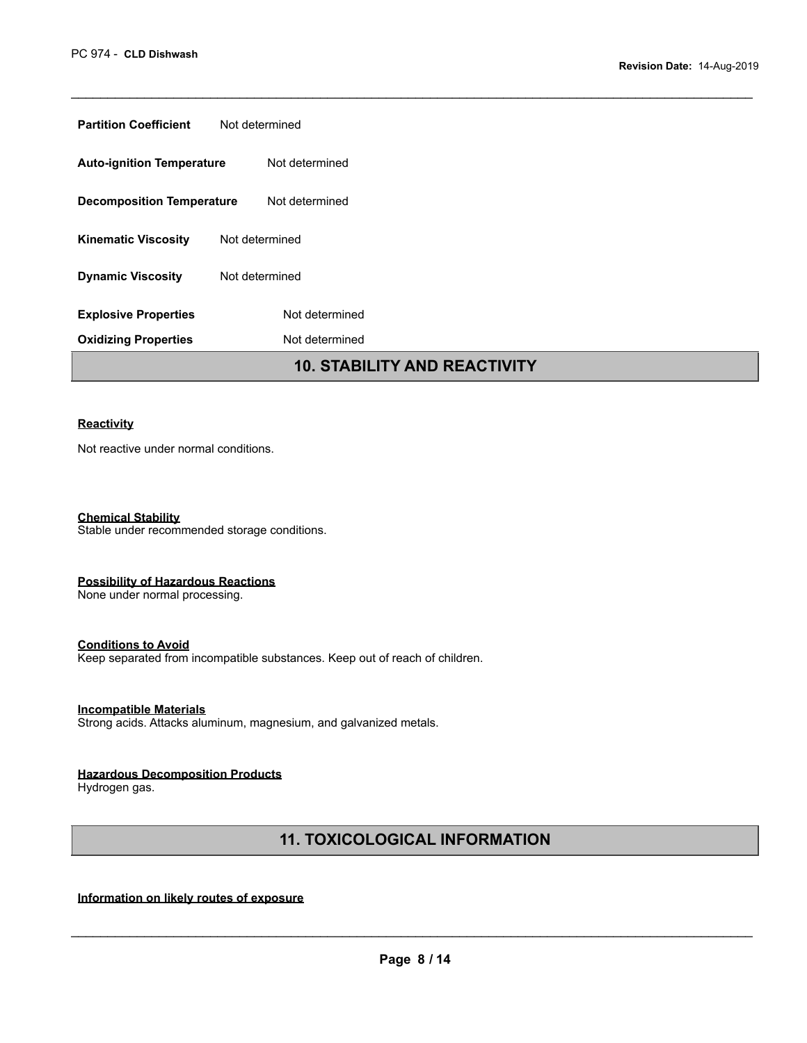| | |
|---|---|
| **Partition Coefficient** | Not determined |
| **Auto-ignition Temperature** | Not determined |
| **Decomposition Temperature** | Not determined |
| **Kinematic Viscosity** | Not determined |
| **Dynamic Viscosity** | Not determined |
| **Explosive Properties** | Not determined |
| **Oxidizing Properties** | Not determined |

## 10. STABILITY AND REACTIVITY

**Reactivity**

Not reactive under normal conditions.

**Chemical Stability**

Stable under recommended storage conditions.

**Possibility of Hazardous Reactions**

None under normal processing.

**Conditions to Avoid**

Keep separated from incompatible substances. Keep out of reach of children.

**Incompatible Materials**

Strong acids. Attacks aluminum, magnesium, and galvanized metals.

**Hazardous Decomposition Products**

Hydrogen gas.

## 11. TOXICOLOGICAL INFORMATION

**Information on likely routes of exposure**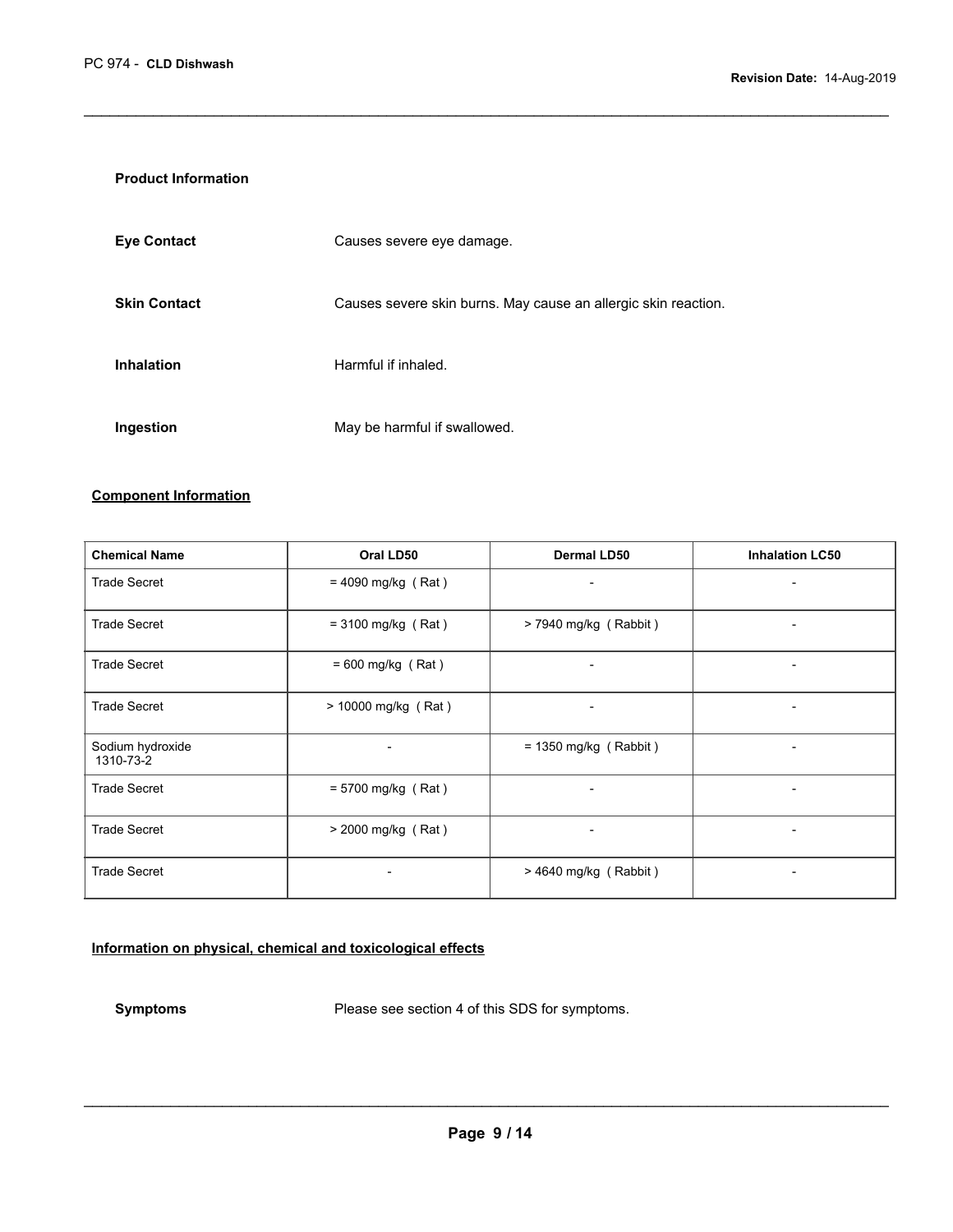### Product Information

**Eye Contact** Causes severe eye damage.

**Skin Contact** Causes severe skin burns. May cause an allergic skin reaction.

**Inhalation** Harmful if inhaled.

**Ingestion** May be harmful if swallowed.

## Component Information

| Chemical Name | Oral LD50 | Dermal LD50 | Inhalation LC50 |
|---|---|---|---|
| Trade Secret | = 4090 mg/kg ( Rat ) | - | - |
| Trade Secret | = 3100 mg/kg ( Rat ) | > 7940 mg/kg ( Rabbit ) | - |
| Trade Secret | = 600 mg/kg ( Rat ) | - | - |
| Trade Secret | > 10000 mg/kg ( Rat ) | - | - |
| Sodium hydroxide 1310-73-2 | - | = 1350 mg/kg ( Rabbit ) | - |
| Trade Secret | = 5700 mg/kg ( Rat ) | - | - |
| Trade Secret | > 2000 mg/kg ( Rat ) | - | - |
| Trade Secret | - | > 4640 mg/kg ( Rabbit ) | - |

## Information on physical, chemical and toxicological effects

**Symptoms** Please see section 4 of this SDS for symptoms.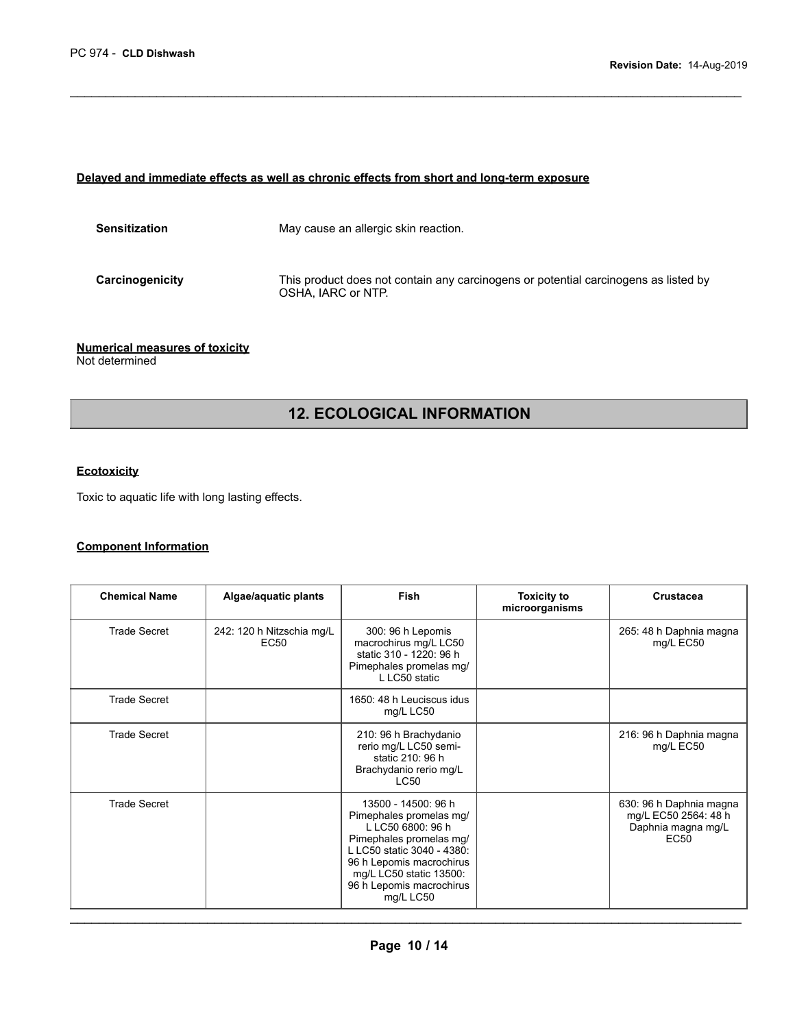**Delayed and immediate effects as well as chronic effects from short and long-term exposure**

**Sensitization** May cause an allergic skin reaction.

**Carcinogenicity** This product does not contain any carcinogens or potential carcinogens as listed by OSHA, IARC or NTP.

**Numerical measures of toxicity**
Not determined

## 12. ECOLOGICAL INFORMATION

**Ecotoxicity**

Toxic to aquatic life with long lasting effects.

**Component Information**

| Chemical Name | Algae/aquatic plants | Fish | Toxicity to microorganisms | Crustacea |
|---|---|---|---|---|
| Trade Secret | 242: 120 h Nitzschia mg/L EC50 | 300: 96 h Lepomis macrochirus mg/L LC50 static 310 - 1220: 96 h Pimephales promelas mg/L LC50 static | | 265: 48 h Daphnia magna mg/L EC50 |
| Trade Secret | | 1650: 48 h Leuciscus idus mg/L LC50 | | |
| Trade Secret | | 210: 96 h Brachydanio rerio mg/L LC50 semi-static 210: 96 h Brachydanio rerio mg/L LC50 | | 216: 96 h Daphnia magna mg/L EC50 |
| Trade Secret | | 13500 - 14500: 96 h Pimephales promelas mg/L LC50 6800: 96 h Pimephales promelas mg/L LC50 static 3040 - 4380: 96 h Lepomis macrochirus mg/L LC50 static 13500: 96 h Lepomis macrochirus mg/L LC50 | | 630: 96 h Daphnia magna mg/L EC50 2564: 48 h Daphnia magna mg/L EC50 |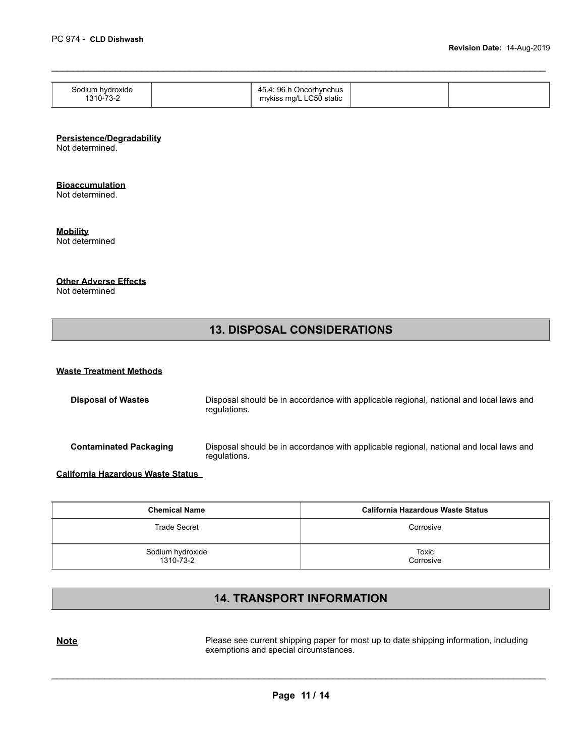| Sodium hydroxide<br>1310-73-2 | | 45.4: 96 h Oncorhynchus mykiss mg/L LC50 static | | |
|---|---|---|---|---|

**Persistence/Degradability**
Not determined.

**Bioaccumulation**
Not determined.

**Mobility**
Not determined

**Other Adverse Effects**
Not determined

## 13. DISPOSAL CONSIDERATIONS

**Waste Treatment Methods**

**Disposal of Wastes** Disposal should be in accordance with applicable regional, national and local laws and regulations.

**Contaminated Packaging** Disposal should be in accordance with applicable regional, national and local laws and regulations.

**California Hazardous Waste Status**

| Chemical Name | California Hazardous Waste Status |
|---|---|
| Trade Secret | Corrosive |
| Sodium hydroxide<br>1310-73-2 | Toxic<br>Corrosive |

## 14. TRANSPORT INFORMATION

**Note** Please see current shipping paper for most up to date shipping information, including exemptions and special circumstances.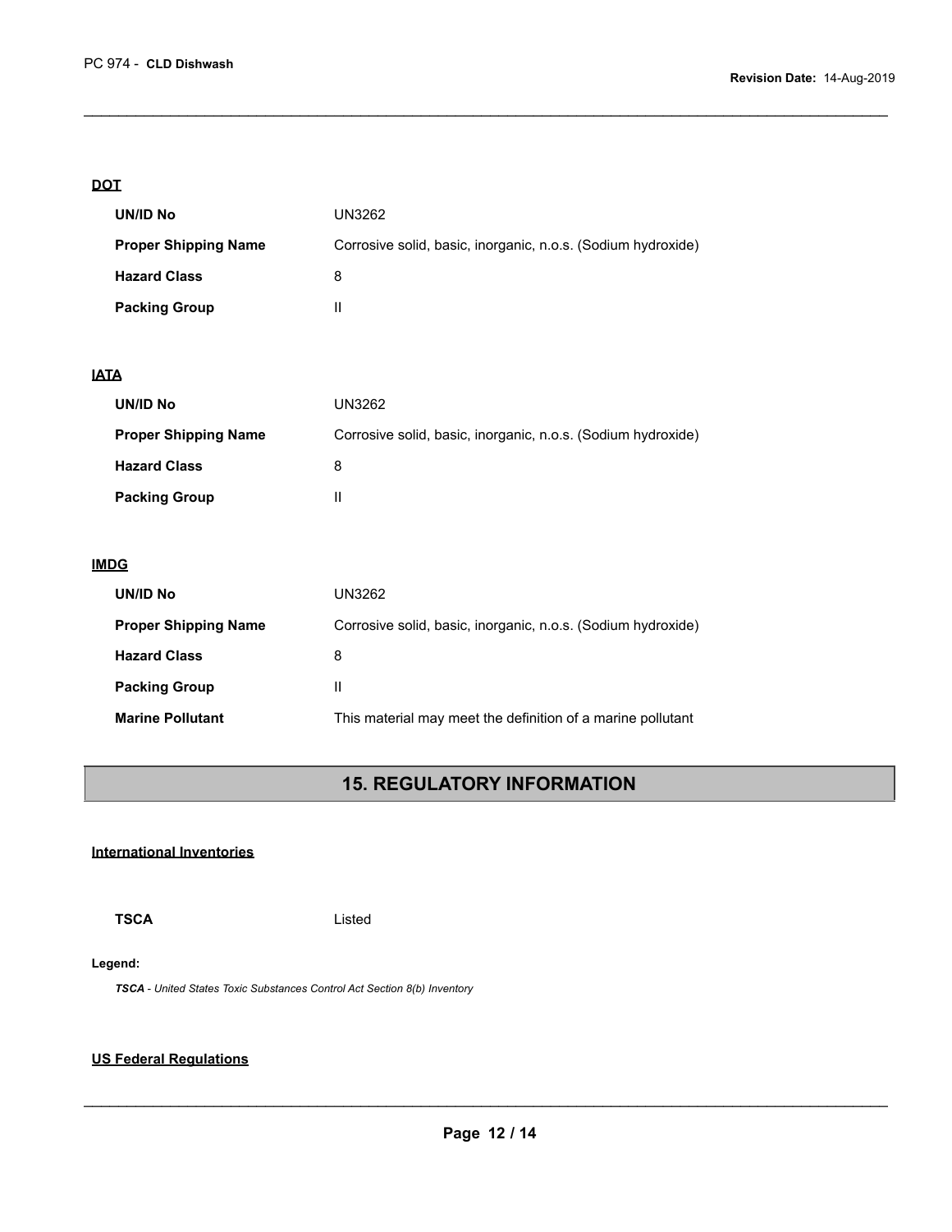**DOT**

| | |
|---|---|
| **UN/ID No** | UN3262 |
| **Proper Shipping Name** | Corrosive solid, basic, inorganic, n.o.s. (Sodium hydroxide) |
| **Hazard Class** | 8 |
| **Packing Group** | II |

**IATA**

| | |
|---|---|
| **UN/ID No** | UN3262 |
| **Proper Shipping Name** | Corrosive solid, basic, inorganic, n.o.s. (Sodium hydroxide) |
| **Hazard Class** | 8 |
| **Packing Group** | II |

**IMDG**

| | |
|---|---|
| **UN/ID No** | UN3262 |
| **Proper Shipping Name** | Corrosive solid, basic, inorganic, n.o.s. (Sodium hydroxide) |
| **Hazard Class** | 8 |
| **Packing Group** | II |
| **Marine Pollutant** | This material may meet the definition of a marine pollutant |

## 15. REGULATORY INFORMATION

**International Inventories**

| | |
|---|---|
| **TSCA** | Listed |

**Legend:**

***TSCA** - United States Toxic Substances Control Act Section 8(b) Inventory*

**US Federal Regulations**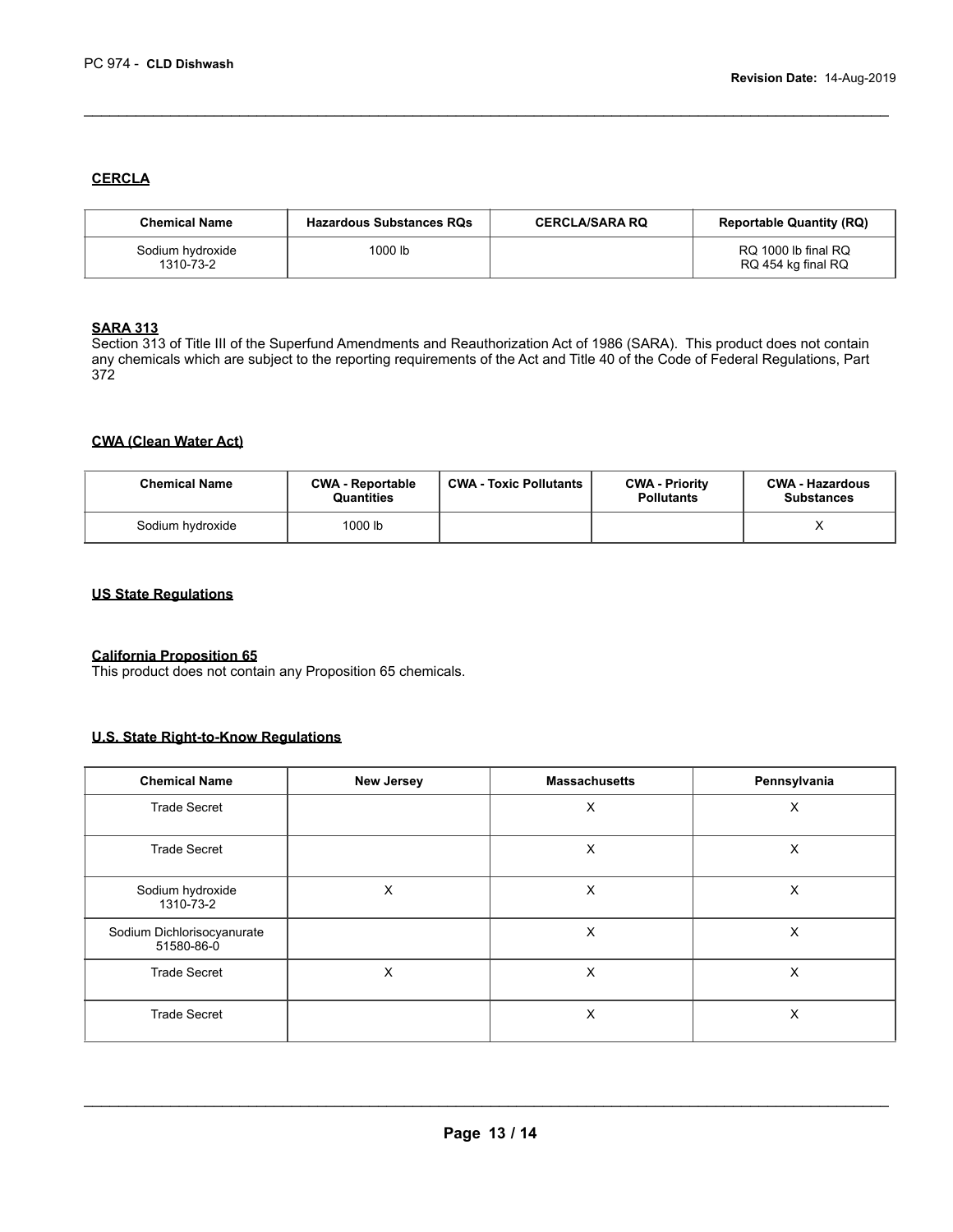### CERCLA

| Chemical Name | Hazardous Substances RQs | CERCLA/SARA RQ | Reportable Quantity (RQ) |
|---|---|---|---|
| Sodium hydroxide 1310-73-2 | 1000 lb | | RQ 1000 lb final RQ RQ 454 kg final RQ |

### SARA 313

Section 313 of Title III of the Superfund Amendments and Reauthorization Act of 1986 (SARA). This product does not contain any chemicals which are subject to the reporting requirements of the Act and Title 40 of the Code of Federal Regulations, Part 372

### CWA (Clean Water Act)

| Chemical Name | CWA - Reportable Quantities | CWA - Toxic Pollutants | CWA - Priority Pollutants | CWA - Hazardous Substances |
|---|---|---|---|---|
| Sodium hydroxide | 1000 lb | | | X |

### US State Regulations

### California Proposition 65

This product does not contain any Proposition 65 chemicals.

### U.S. State Right-to-Know Regulations

| Chemical Name | New Jersey | Massachusetts | Pennsylvania |
|---|---|---|---|
| Trade Secret | | X | X |
| Trade Secret | | X | X |
| Sodium hydroxide 1310-73-2 | X | X | X |
| Sodium Dichlorisocyanurate 51580-86-0 | | X | X |
| Trade Secret | X | X | X |
| Trade Secret | | X | X |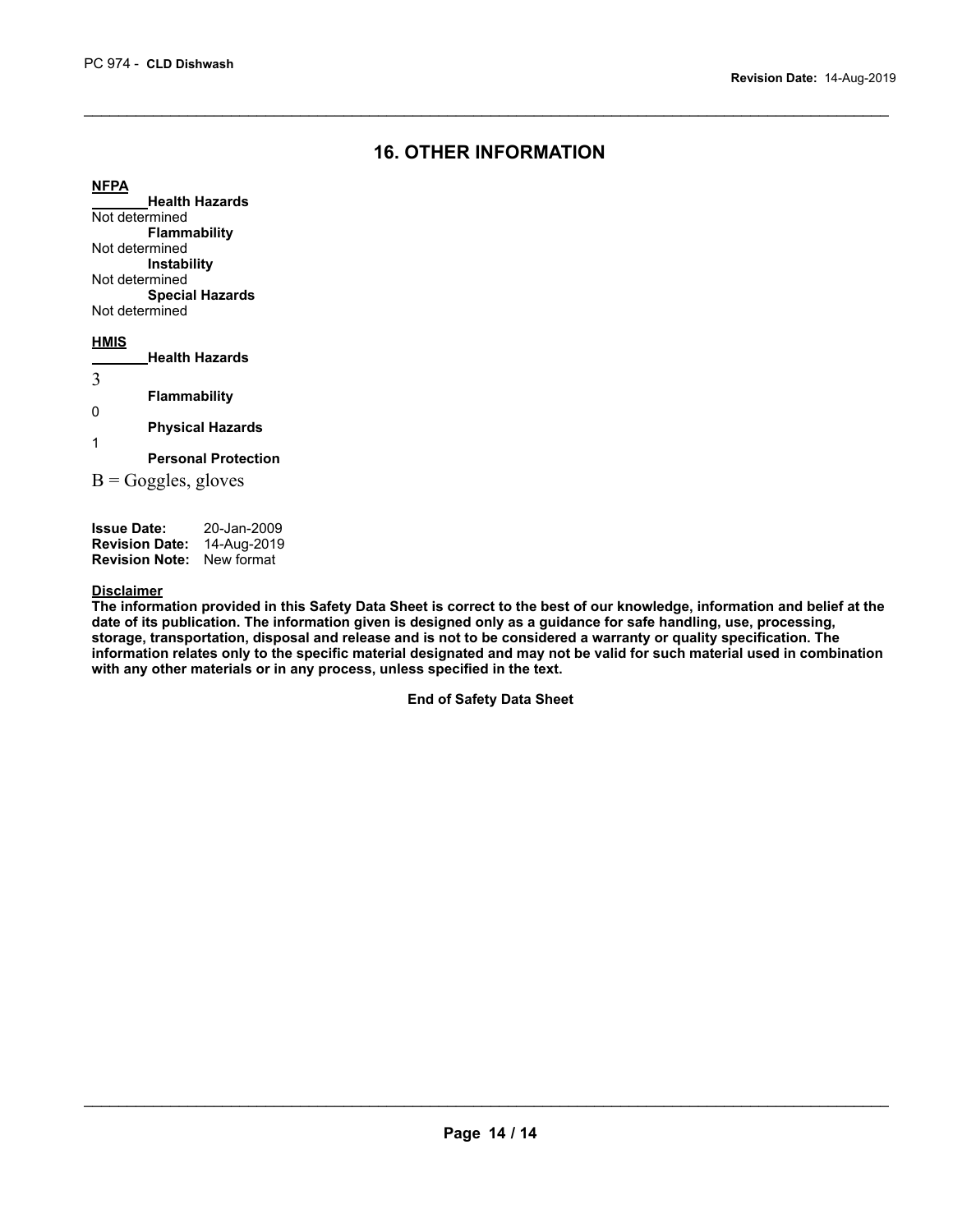## 16. OTHER INFORMATION

**NFPA**

**Health Hazards**
Not determined
**Flammability**
Not determined
**Instability**
Not determined
**Special Hazards**
Not determined

**HMIS**

**Health Hazards**
3
**Flammability**
0
**Physical Hazards**
1
**Personal Protection**
B = Goggles, gloves

**Issue Date:** 20-Jan-2009
**Revision Date:** 14-Aug-2019
**Revision Note:** New format

**Disclaimer**

**The information provided in this Safety Data Sheet is correct to the best of our knowledge, information and belief at the date of its publication. The information given is designed only as a guidance for safe handling, use, processing, storage, transportation, disposal and release and is not to be considered a warranty or quality specification. The information relates only to the specific material designated and may not be valid for such material used in combination with any other materials or in any process, unless specified in the text.**

**End of Safety Data Sheet**